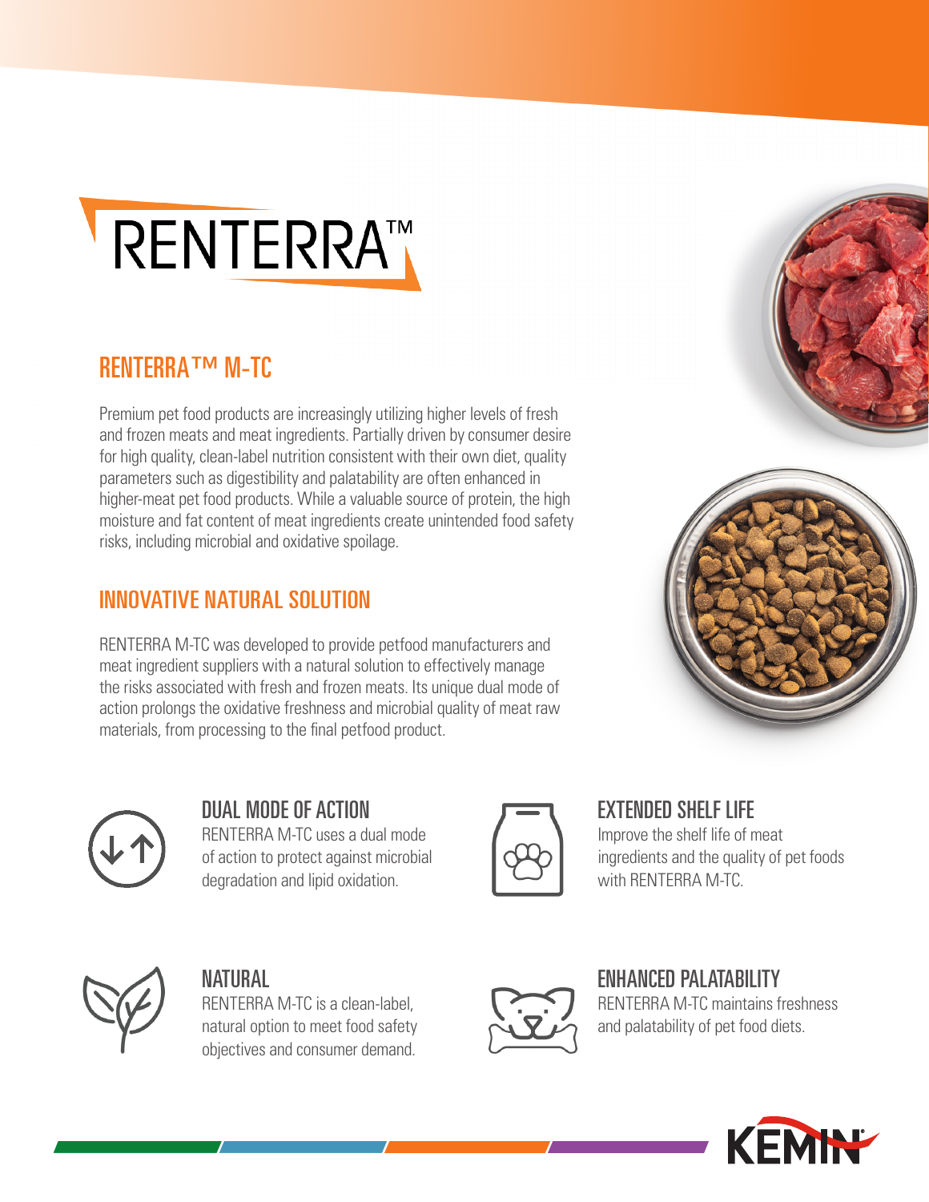# RENTERRA™

## RENTERRA™ M-TC

Premium pet food products are increasingly utilizing higher levels of fresh and frozen meats and meat ingredients. Partially driven by consumer desire for high quality, clean-label nutrition consistent with their own diet, quality parameters such as digestibility and palatability are often enhanced in higher-meat pet food products. While a valuable source of protein, the high moisture and fat content of meat ingredients create unintended food safety risks, including microbial and oxidative spoilage.

## INNOVATIVE NATURAL SOLUTION

RENTERRA M-TC was developed to provide petfood manufacturers and meat ingredient suppliers with a natural solution to effectively manage the risks associated with fresh and frozen meats. Its unique dual mode of action prolongs the oxidative freshness and microbial quality of meat raw materials, from processing to the final petfood product.

### DUAL MODE OF ACTION

RENTERRA M-TC uses a dual mode of action to protect against microbial degradation and lipid oxidation.

### EXTENDED SHELF LIFE

Improve the shelf life of meat ingredients and the quality of pet foods with RENTERRA M-TC.

### NATURAL

RENTERRA M-TC is a clean-label, natural option to meet food safety objectives and consumer demand.

### ENHANCED PALATABILITY

RENTERRA M-TC maintains freshness and palatability of pet food diets.

KEMIN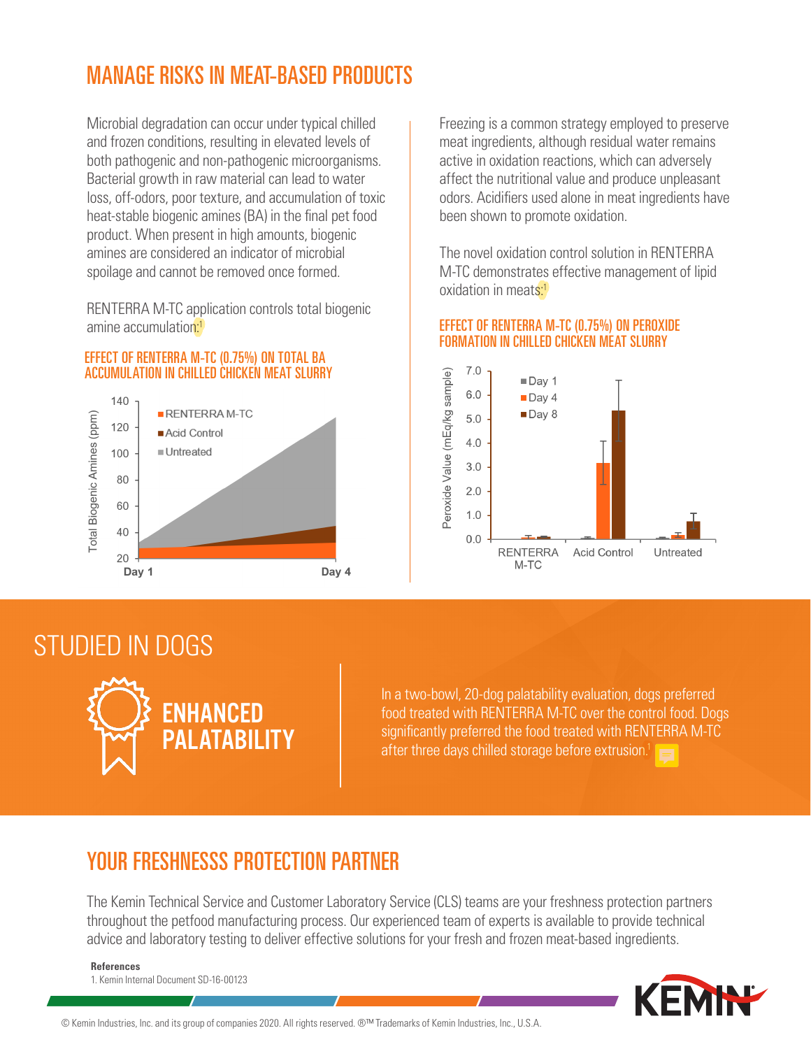# MANAGE RISKS IN MEAT-BASED PRODUCTS

Microbial degradation can occur under typical chilled and frozen conditions, resulting in elevated levels of both pathogenic and non-pathogenic microorganisms. Bacterial growth in raw material can lead to water loss, off-odors, poor texture, and accumulation of toxic heat-stable biogenic amines (BA) in the final pet food product. When present in high amounts, biogenic amines are considered an indicator of microbial spoilage and cannot be removed once formed.

RENTERRA M-TC application controls total biogenic amine accumulation:[1]

### EFFECT OF RENTERRA M-TC (0.75%) ON TOTAL BA ACCUMULATION IN CHILLED CHICKEN MEAT SLURRY

Total Biogenic Amines (ppm)
140
120
100
80
60
40
20
RENTERRA M-TC
Acid Control
Untreated
Day 1
Day 4

Freezing is a common strategy employed to preserve meat ingredients, although residual water remains active in oxidation reactions, which can adversely affect the nutritional value and produce unpleasant odors. Acidifiers used alone in meat ingredients have been shown to promote oxidation.

The novel oxidation control solution in RENTERRA M-TC demonstrates effective management of lipid oxidation in meats:[1]

### EFFECT OF RENTERRA M-TC (0.75%) ON PEROXIDE FORMATION IN CHILLED CHICKEN MEAT SLURRY

Peroxide Value (mEq/kg sample)
7.0
6.0
5.0
4.0
3.0
2.0
1.0
0.0
Day 1
Day 4
Day 8
RENTERRA M-TC
Acid Control
Untreated

## STUDIED IN DOGS

**ENHANCED PALATABILITY**

In a two-bowl, 20-dog palatability evaluation, dogs preferred food treated with RENTERRA M-TC over the control food. Dogs significantly preferred the food treated with RENTERRA M-TC after three days chilled storage before extrusion.[1]

# YOUR FRESHNESSS PROTECTION PARTNER

The Kemin Technical Service and Customer Laboratory Service (CLS) teams are your freshness protection partners throughout the petfood manufacturing process. Our experienced team of experts is available to provide technical advice and laboratory testing to deliver effective solutions for your fresh and frozen meat-based ingredients.

**References**

1. Kemin Internal Document SD-16-00123

KEMIN

© Kemin Industries, Inc. and its group of companies 2020. All rights reserved. ®™ Trademarks of Kemin Industries, Inc., U.S.A.